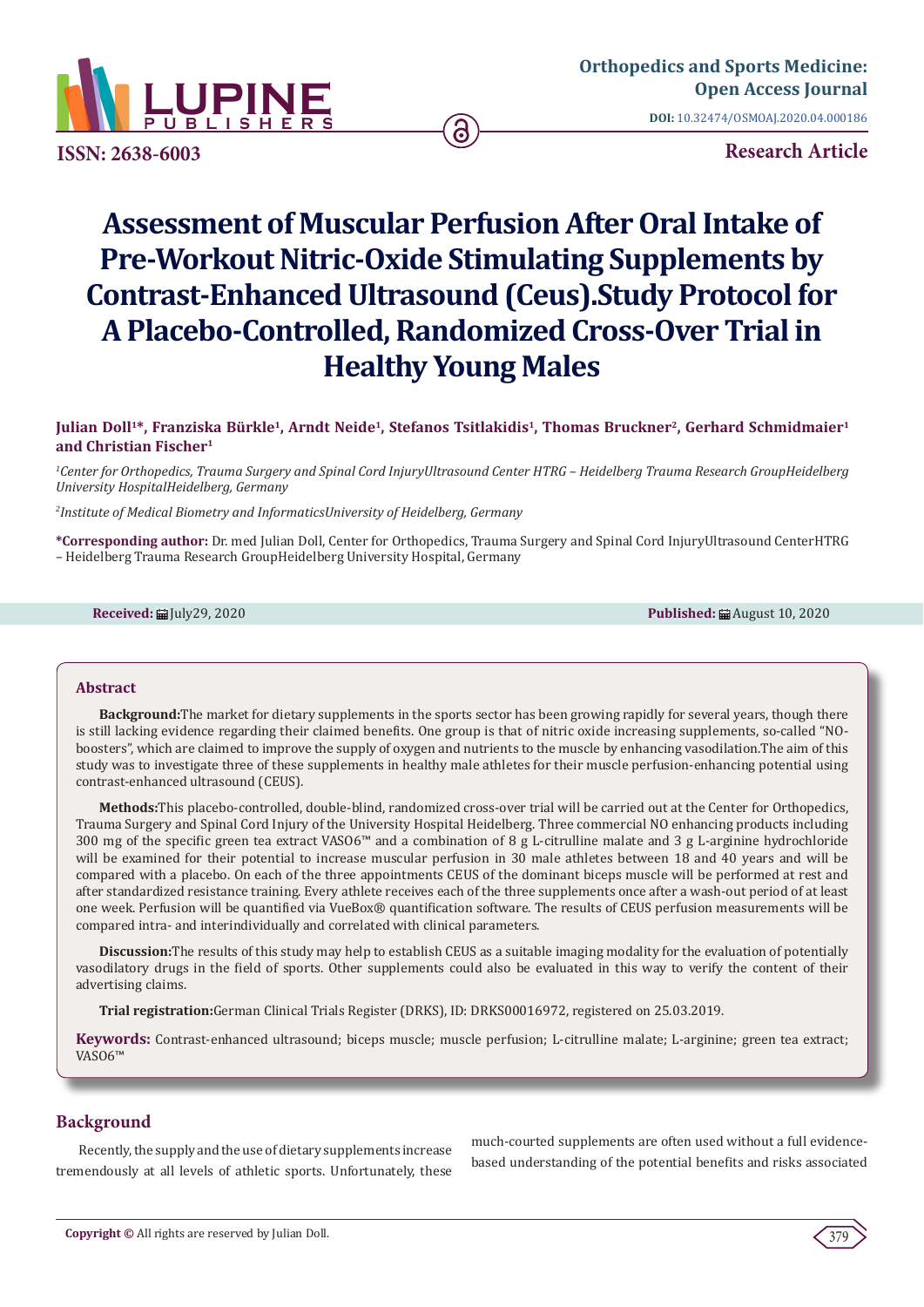ISSN: 2638-6003

**Research Article**

# Assessment of Muscular Perfusion After Oral Intake of Pre-Workout Nitric-Oxide Stimulating Supplements by Contrast-Enhanced Ultrasound (Ceus).Study Protocol for A Placebo-Controlled, Randomized Cross-Over Trial in Healthy Young Males

**Julian Doll[1]\*, Franziska Bürkle[1], Arndt Neide[1], Stefanos Tsitlakidis[1], Thomas Bruckner[2], Gerhard Schmidmaier[1] and Christian Fischer[1]**

*[1]Center for Orthopedics, Trauma Surgery and Spinal Cord InjuryUltrasound Center HTRG – Heidelberg Trauma Research GroupHeidelberg University HospitalHeidelberg, Germany*

*[2]Institute of Medical Biometry and InformaticsUniversity of Heidelberg, Germany*

**\*Corresponding author:** Dr. med Julian Doll, Center for Orthopedics, Trauma Surgery and Spinal Cord InjuryUltrasound CenterHTRG – Heidelberg Trauma Research GroupHeidelberg University Hospital, Germany

**Received:** July29, 2020 **Published:** August 10, 2020

## Abstract

**Background:**The market for dietary supplements in the sports sector has been growing rapidly for several years, though there is still lacking evidence regarding their claimed benefits. One group is that of nitric oxide increasing supplements, so-called "NO-boosters", which are claimed to improve the supply of oxygen and nutrients to the muscle by enhancing vasodilation.The aim of this study was to investigate three of these supplements in healthy male athletes for their muscle perfusion-enhancing potential using contrast-enhanced ultrasound (CEUS).

**Methods:**This placebo-controlled, double-blind, randomized cross-over trial will be carried out at the Center for Orthopedics, Trauma Surgery and Spinal Cord Injury of the University Hospital Heidelberg. Three commercial NO enhancing products including 300 mg of the specific green tea extract VASO6™ and a combination of 8 g L-citrulline malate and 3 g L-arginine hydrochloride will be examined for their potential to increase muscular perfusion in 30 male athletes between 18 and 40 years and will be compared with a placebo. On each of the three appointments CEUS of the dominant biceps muscle will be performed at rest and after standardized resistance training. Every athlete receives each of the three supplements once after a wash-out period of at least one week. Perfusion will be quantified via VueBox® quantification software. The results of CEUS perfusion measurements will be compared intra- and interindividually and correlated with clinical parameters.

**Discussion:**The results of this study may help to establish CEUS as a suitable imaging modality for the evaluation of potentially vasodilatory drugs in the field of sports. Other supplements could also be evaluated in this way to verify the content of their advertising claims.

**Trial registration:**German Clinical Trials Register (DRKS), ID: DRKS00016972, registered on 25.03.2019.

**Keywords:** Contrast-enhanced ultrasound; biceps muscle; muscle perfusion; L-citrulline malate; L-arginine; green tea extract; VASO6™

## Background

Recently, the supply and the use of dietary supplements increase tremendously at all levels of athletic sports. Unfortunately, these much-courted supplements are often used without a full evidence-based understanding of the potential benefits and risks associated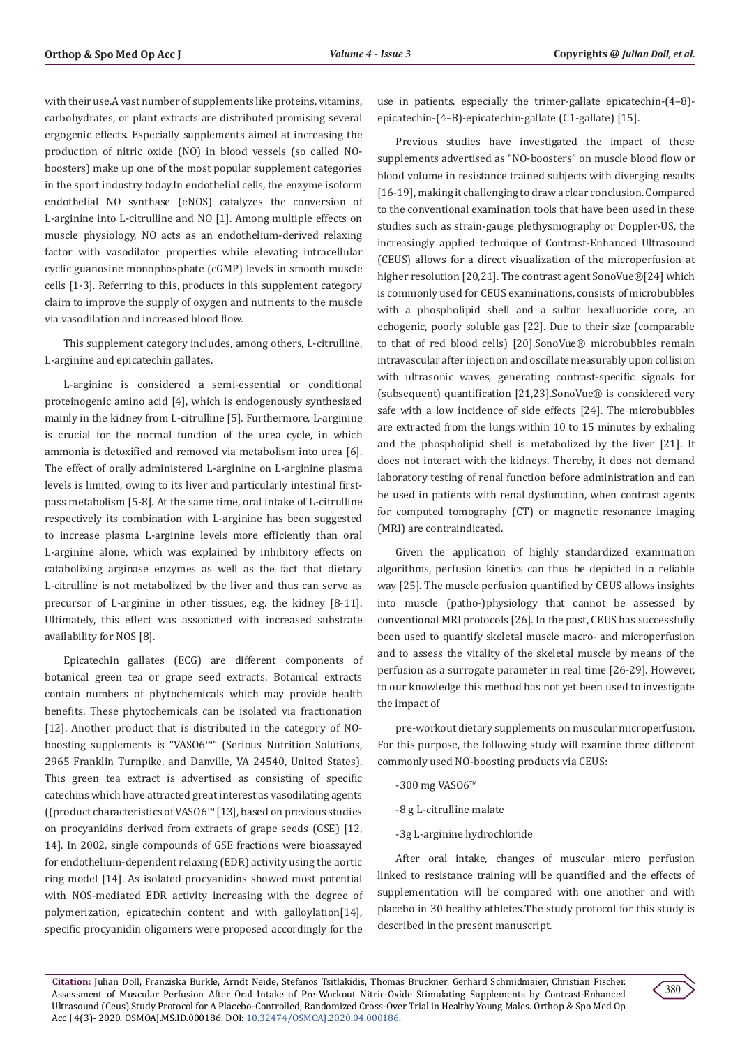with their use.A vast number of supplements like proteins, vitamins, carbohydrates, or plant extracts are distributed promising several ergogenic effects. Especially supplements aimed at increasing the production of nitric oxide (NO) in blood vessels (so called NO-boosters) make up one of the most popular supplement categories in the sport industry today.In endothelial cells, the enzyme isoform endothelial NO synthase (eNOS) catalyzes the conversion of L-arginine into L-citrulline and NO [1]. Among multiple effects on muscle physiology, NO acts as an endothelium-derived relaxing factor with vasodilator properties while elevating intracellular cyclic guanosine monophosphate (cGMP) levels in smooth muscle cells [1-3]. Referring to this, products in this supplement category claim to improve the supply of oxygen and nutrients to the muscle via vasodilation and increased blood flow.

This supplement category includes, among others, L-citrulline, L-arginine and epicatechin gallates.

L-arginine is considered a semi-essential or conditional proteinogenic amino acid [4], which is endogenously synthesized mainly in the kidney from L-citrulline [5]. Furthermore, L-arginine is crucial for the normal function of the urea cycle, in which ammonia is detoxified and removed via metabolism into urea [6]. The effect of orally administered L-arginine on L-arginine plasma levels is limited, owing to its liver and particularly intestinal first-pass metabolism [5-8]. At the same time, oral intake of L-citrulline respectively its combination with L-arginine has been suggested to increase plasma L-arginine levels more efficiently than oral L-arginine alone, which was explained by inhibitory effects on catabolizing arginase enzymes as well as the fact that dietary L-citrulline is not metabolized by the liver and thus can serve as precursor of L-arginine in other tissues, e.g. the kidney [8-11]. Ultimately, this effect was associated with increased substrate availability for NOS [8].

Epicatechin gallates (ECG) are different components of botanical green tea or grape seed extracts. Botanical extracts contain numbers of phytochemicals which may provide health benefits. These phytochemicals can be isolated via fractionation [12]. Another product that is distributed in the category of NO-boosting supplements is "VASO6™" (Serious Nutrition Solutions, 2965 Franklin Turnpike, and Danville, VA 24540, United States). This green tea extract is advertised as consisting of specific catechins which have attracted great interest as vasodilating agents ((product characteristics of VASO6™ [13], based on previous studies on procyanidins derived from extracts of grape seeds (GSE) [12, 14]. In 2002, single compounds of GSE fractions were bioassayed for endothelium-dependent relaxing (EDR) activity using the aortic ring model [14]. As isolated procyanidins showed most potential with NOS-mediated EDR activity increasing with the degree of polymerization, epicatechin content and with galloylation[14], specific procyanidin oligomers were proposed accordingly for the use in patients, especially the trimer-gallate epicatechin-(4–8)-epicatechin-(4–8)-epicatechin-gallate (C1-gallate) [15].

Previous studies have investigated the impact of these supplements advertised as "NO-boosters" on muscle blood flow or blood volume in resistance trained subjects with diverging results [16-19], making it challenging to draw a clear conclusion. Compared to the conventional examination tools that have been used in these studies such as strain-gauge plethysmography or Doppler-US, the increasingly applied technique of Contrast-Enhanced Ultrasound (CEUS) allows for a direct visualization of the microperfusion at higher resolution [20,21]. The contrast agent SonoVue®[24] which is commonly used for CEUS examinations, consists of microbubbles with a phospholipid shell and a sulfur hexafluoride core, an echogenic, poorly soluble gas [22]. Due to their size (comparable to that of red blood cells) [20],SonoVue® microbubbles remain intravascular after injection and oscillate measurably upon collision with ultrasonic waves, generating contrast-specific signals for (subsequent) quantification [21,23].SonoVue® is considered very safe with a low incidence of side effects [24]. The microbubbles are extracted from the lungs within 10 to 15 minutes by exhaling and the phospholipid shell is metabolized by the liver [21]. It does not interact with the kidneys. Thereby, it does not demand laboratory testing of renal function before administration and can be used in patients with renal dysfunction, when contrast agents for computed tomography (CT) or magnetic resonance imaging (MRI) are contraindicated.

Given the application of highly standardized examination algorithms, perfusion kinetics can thus be depicted in a reliable way [25]. The muscle perfusion quantified by CEUS allows insights into muscle (patho-)physiology that cannot be assessed by conventional MRI protocols [26]. In the past, CEUS has successfully been used to quantify skeletal muscle macro- and microperfusion and to assess the vitality of the skeletal muscle by means of the perfusion as a surrogate parameter in real time [26-29]. However, to our knowledge this method has not yet been used to investigate the impact of pre-workout dietary supplements on muscular microperfusion. For this purpose, the following study will examine three different commonly used NO-boosting products via CEUS:

- 300 mg VASO6™
- 8 g L-citrulline malate
- 3g L-arginine hydrochloride

After oral intake, changes of muscular micro perfusion linked to resistance training will be quantified and the effects of supplementation will be compared with one another and with placebo in 30 healthy athletes.The study protocol for this study is described in the present manuscript.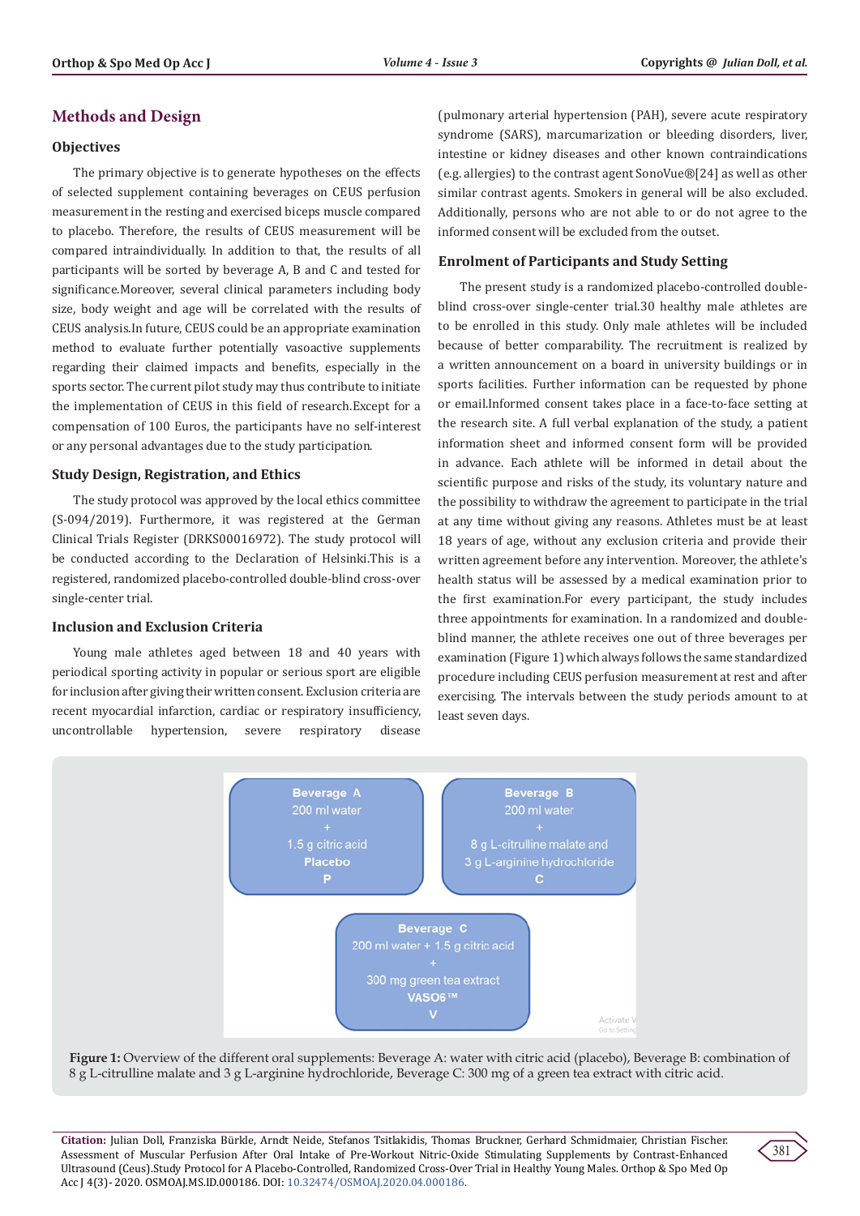## Methods and Design

### Objectives

The primary objective is to generate hypotheses on the effects of selected supplement containing beverages on CEUS perfusion measurement in the resting and exercised biceps muscle compared to placebo. Therefore, the results of CEUS measurement will be compared intraindividually. In addition to that, the results of all participants will be sorted by beverage A, B and C and tested for significance.Moreover, several clinical parameters including body size, body weight and age will be correlated with the results of CEUS analysis.In future, CEUS could be an appropriate examination method to evaluate further potentially vasoactive supplements regarding their claimed impacts and benefits, especially in the sports sector. The current pilot study may thus contribute to initiate the implementation of CEUS in this field of research.Except for a compensation of 100 Euros, the participants have no self-interest or any personal advantages due to the study participation.

### Study Design, Registration, and Ethics

The study protocol was approved by the local ethics committee (S-094/2019). Furthermore, it was registered at the German Clinical Trials Register (DRKS00016972). The study protocol will be conducted according to the Declaration of Helsinki.This is a registered, randomized placebo-controlled double-blind cross-over single-center trial.

### Inclusion and Exclusion Criteria

Young male athletes aged between 18 and 40 years with periodical sporting activity in popular or serious sport are eligible for inclusion after giving their written consent. Exclusion criteria are recent myocardial infarction, cardiac or respiratory insufficiency, uncontrollable hypertension, severe respiratory disease (pulmonary arterial hypertension (PAH), severe acute respiratory syndrome (SARS), marcumarization or bleeding disorders, liver, intestine or kidney diseases and other known contraindications (e.g. allergies) to the contrast agent SonoVue®[24] as well as other similar contrast agents. Smokers in general will be also excluded. Additionally, persons who are not able to or do not agree to the informed consent will be excluded from the outset.

### Enrolment of Participants and Study Setting

The present study is a randomized placebo-controlled double-blind cross-over single-center trial.30 healthy male athletes are to be enrolled in this study. Only male athletes will be included because of better comparability. The recruitment is realized by a written announcement on a board in university buildings or in sports facilities. Further information can be requested by phone or email.Informed consent takes place in a face-to-face setting at the research site. A full verbal explanation of the study, a patient information sheet and informed consent form will be provided in advance. Each athlete will be informed in detail about the scientific purpose and risks of the study, its voluntary nature and the possibility to withdraw the agreement to participate in the trial at any time without giving any reasons. Athletes must be at least 18 years of age, without any exclusion criteria and provide their written agreement before any intervention. Moreover, the athlete's health status will be assessed by a medical examination prior to the first examination.For every participant, the study includes three appointments for examination. In a randomized and double-blind manner, the athlete receives one out of three beverages per examination (Figure 1) which always follows the same standardized procedure including CEUS perfusion measurement at rest and after exercising. The intervals between the study periods amount to at least seven days.

**Beverage A**
200 ml water
+
1.5 g citric acid
**Placebo**
**P**

**Beverage B**
200 ml water
+
8 g L-citrulline malate and
3 g L-arginine hydrochloride
**C**

**Beverage C**
200 ml water + 1.5 g citric acid
+
300 mg green tea extract
**VASO6™**
**V**

**Figure 1:** Overview of the different oral supplements: Beverage A: water with citric acid (placebo), Beverage B: combination of 8 g L-citrulline malate and 3 g L-arginine hydrochloride, Beverage C: 300 mg of a green tea extract with citric acid.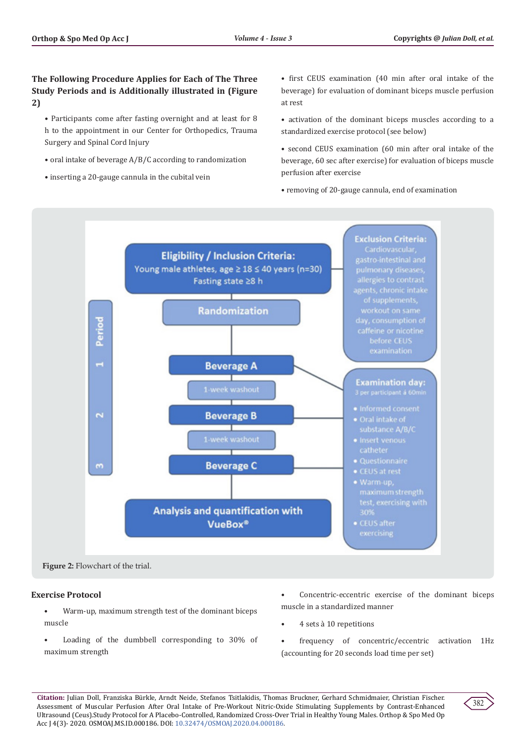**The Following Procedure Applies for Each of The Three Study Periods and is Additionally illustrated in (Figure 2)**

- Participants come after fasting overnight and at least for 8 h to the appointment in our Center for Orthopedics, Trauma Surgery and Spinal Cord Injury
- oral intake of beverage A/B/C according to randomization
- inserting a 20-gauge cannula in the cubital vein
- first CEUS examination (40 min after oral intake of the beverage) for evaluation of dominant biceps muscle perfusion at rest
- activation of the dominant biceps muscles according to a standardized exercise protocol (see below)
- second CEUS examination (60 min after oral intake of the beverage, 60 sec after exercise) for evaluation of biceps muscle perfusion after exercise
- removing of 20-gauge cannula, end of examination

**Figure 2:** Flowchart of the trial.

**Exercise Protocol**

- Warm-up, maximum strength test of the dominant biceps muscle
- Loading of the dumbbell corresponding to 30% of maximum strength
- Concentric-eccentric exercise of the dominant biceps muscle in a standardized manner
- 4 sets à 10 repetitions
- frequency of concentric/eccentric activation 1Hz (accounting for 20 seconds load time per set)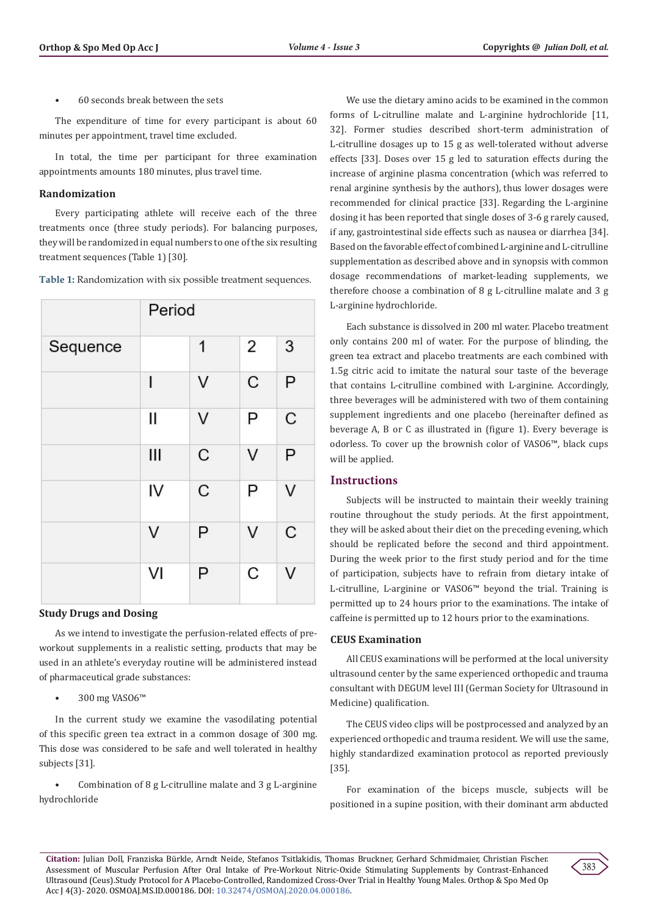- 60 seconds break between the sets

The expenditure of time for every participant is about 60 minutes per appointment, travel time excluded.

In total, the time per participant for three examination appointments amounts 180 minutes, plus travel time.

### Randomization

Every participating athlete will receive each of the three treatments once (three study periods). For balancing purposes, they will be randomized in equal numbers to one of the six resulting treatment sequences (Table 1) [30].

**Table 1:** Randomization with six possible treatment sequences.

| | Period | | | |
|---|---|---|---|---|
| Sequence | | 1 | 2 | 3 |
| | I | V | C | P |
| | II | V | P | C |
| | III | C | V | P |
| | IV | C | P | V |
| | V | P | V | C |
| | VI | P | C | V |

### Study Drugs and Dosing

As we intend to investigate the perfusion-related effects of pre-workout supplements in a realistic setting, products that may be used in an athlete's everyday routine will be administered instead of pharmaceutical grade substances:

- 300 mg VASO6™

In the current study we examine the vasodilating potential of this specific green tea extract in a common dosage of 300 mg. This dose was considered to be safe and well tolerated in healthy subjects [31].

- Combination of 8 g L-citrulline malate and 3 g L-arginine hydrochloride

We use the dietary amino acids to be examined in the common forms of L-citrulline malate and L-arginine hydrochloride [11, 32]. Former studies described short-term administration of L-citrulline dosages up to 15 g as well-tolerated without adverse effects [33]. Doses over 15 g led to saturation effects during the increase of arginine plasma concentration (which was referred to renal arginine synthesis by the authors), thus lower dosages were recommended for clinical practice [33]. Regarding the L-arginine dosing it has been reported that single doses of 3-6 g rarely caused, if any, gastrointestinal side effects such as nausea or diarrhea [34]. Based on the favorable effect of combined L-arginine and L-citrulline supplementation as described above and in synopsis with common dosage recommendations of market-leading supplements, we therefore choose a combination of 8 g L-citrulline malate and 3 g L-arginine hydrochloride.

Each substance is dissolved in 200 ml water. Placebo treatment only contains 200 ml of water. For the purpose of blinding, the green tea extract and placebo treatments are each combined with 1.5g citric acid to imitate the natural sour taste of the beverage that contains L-citrulline combined with L-arginine. Accordingly, three beverages will be administered with two of them containing supplement ingredients and one placebo (hereinafter defined as beverage A, B or C as illustrated in (figure 1). Every beverage is odorless. To cover up the brownish color of VASO6™, black cups will be applied.

## Instructions

Subjects will be instructed to maintain their weekly training routine throughout the study periods. At the first appointment, they will be asked about their diet on the preceding evening, which should be replicated before the second and third appointment. During the week prior to the first study period and for the time of participation, subjects have to refrain from dietary intake of L-citrulline, L-arginine or VASO6™ beyond the trial. Training is permitted up to 24 hours prior to the examinations. The intake of caffeine is permitted up to 12 hours prior to the examinations.

### CEUS Examination

All CEUS examinations will be performed at the local university ultrasound center by the same experienced orthopedic and trauma consultant with DEGUM level III (German Society for Ultrasound in Medicine) qualification.

The CEUS video clips will be postprocessed and analyzed by an experienced orthopedic and trauma resident. We will use the same, highly standardized examination protocol as reported previously [35].

For examination of the biceps muscle, subjects will be positioned in a supine position, with their dominant arm abducted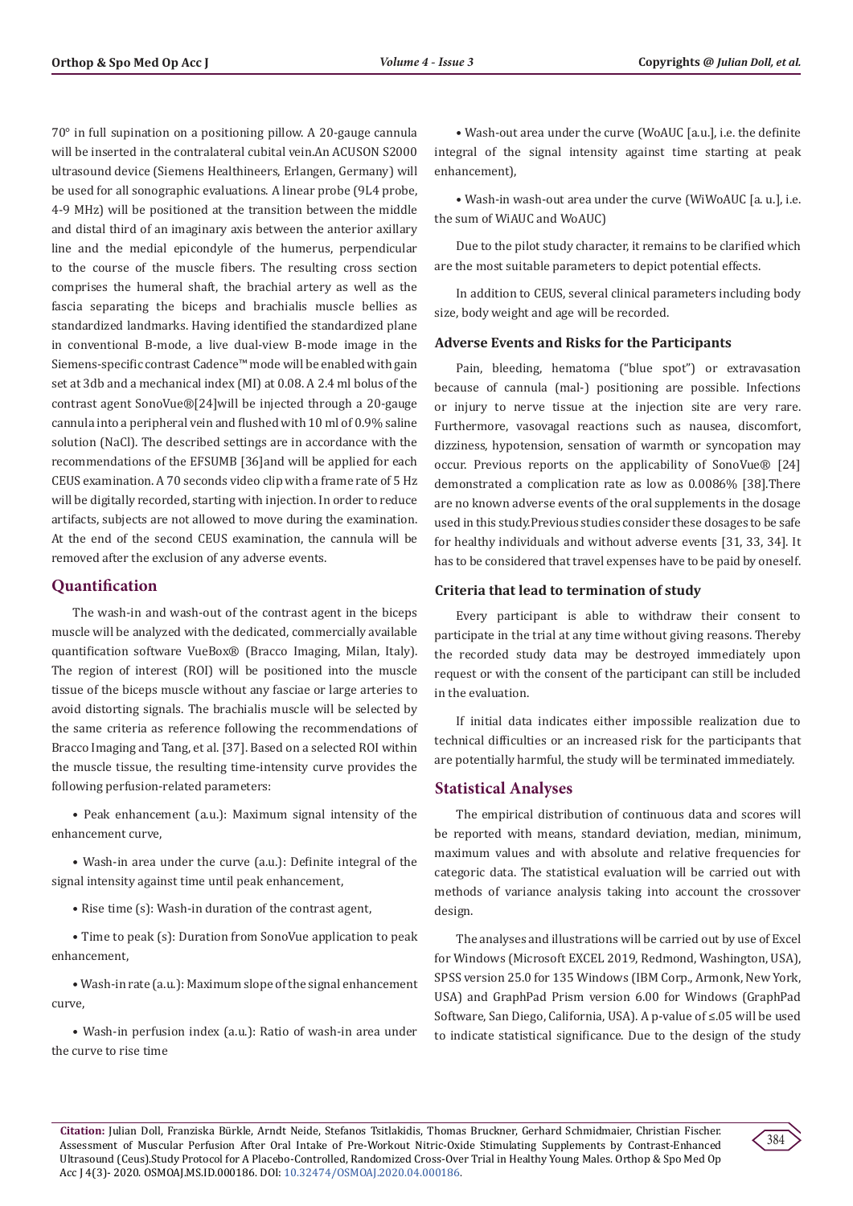70° in full supination on a positioning pillow. A 20-gauge cannula will be inserted in the contralateral cubital vein.An ACUSON S2000 ultrasound device (Siemens Healthineers, Erlangen, Germany) will be used for all sonographic evaluations. A linear probe (9L4 probe, 4-9 MHz) will be positioned at the transition between the middle and distal third of an imaginary axis between the anterior axillary line and the medial epicondyle of the humerus, perpendicular to the course of the muscle fibers. The resulting cross section comprises the humeral shaft, the brachial artery as well as the fascia separating the biceps and brachialis muscle bellies as standardized landmarks. Having identified the standardized plane in conventional B-mode, a live dual-view B-mode image in the Siemens-specific contrast Cadence™ mode will be enabled with gain set at 3db and a mechanical index (MI) at 0.08. A 2.4 ml bolus of the contrast agent SonoVue®[24]will be injected through a 20-gauge cannula into a peripheral vein and flushed with 10 ml of 0.9% saline solution (NaCl). The described settings are in accordance with the recommendations of the EFSUMB [36]and will be applied for each CEUS examination. A 70 seconds video clip with a frame rate of 5 Hz will be digitally recorded, starting with injection. In order to reduce artifacts, subjects are not allowed to move during the examination. At the end of the second CEUS examination, the cannula will be removed after the exclusion of any adverse events.

## Quantification

The wash-in and wash-out of the contrast agent in the biceps muscle will be analyzed with the dedicated, commercially available quantification software VueBox® (Bracco Imaging, Milan, Italy). The region of interest (ROI) will be positioned into the muscle tissue of the biceps muscle without any fasciae or large arteries to avoid distorting signals. The brachialis muscle will be selected by the same criteria as reference following the recommendations of Bracco Imaging and Tang, et al. [37]. Based on a selected ROI within the muscle tissue, the resulting time-intensity curve provides the following perfusion-related parameters:

- Peak enhancement (a.u.): Maximum signal intensity of the enhancement curve,
- Wash-in area under the curve (a.u.): Definite integral of the signal intensity against time until peak enhancement,
- Rise time (s): Wash-in duration of the contrast agent,
- Time to peak (s): Duration from SonoVue application to peak enhancement,
- Wash-in rate (a.u.): Maximum slope of the signal enhancement curve,
- Wash-in perfusion index (a.u.): Ratio of wash-in area under the curve to rise time
- Wash-out area under the curve (WoAUC [a.u.], i.e. the definite integral of the signal intensity against time starting at peak enhancement),
- Wash-in wash-out area under the curve (WiWoAUC [a. u.], i.e. the sum of WiAUC and WoAUC)

Due to the pilot study character, it remains to be clarified which are the most suitable parameters to depict potential effects.

In addition to CEUS, several clinical parameters including body size, body weight and age will be recorded.

### Adverse Events and Risks for the Participants

Pain, bleeding, hematoma ("blue spot") or extravasation because of cannula (mal-) positioning are possible. Infections or injury to nerve tissue at the injection site are very rare. Furthermore, vasovagal reactions such as nausea, discomfort, dizziness, hypotension, sensation of warmth or syncopation may occur. Previous reports on the applicability of SonoVue® [24] demonstrated a complication rate as low as 0.0086% [38].There are no known adverse events of the oral supplements in the dosage used in this study.Previous studies consider these dosages to be safe for healthy individuals and without adverse events [31, 33, 34]. It has to be considered that travel expenses have to be paid by oneself.

### Criteria that lead to termination of study

Every participant is able to withdraw their consent to participate in the trial at any time without giving reasons. Thereby the recorded study data may be destroyed immediately upon request or with the consent of the participant can still be included in the evaluation.

If initial data indicates either impossible realization due to technical difficulties or an increased risk for the participants that are potentially harmful, the study will be terminated immediately.

## Statistical Analyses

The empirical distribution of continuous data and scores will be reported with means, standard deviation, median, minimum, maximum values and with absolute and relative frequencies for categoric data. The statistical evaluation will be carried out with methods of variance analysis taking into account the crossover design.

The analyses and illustrations will be carried out by use of Excel for Windows (Microsoft EXCEL 2019, Redmond, Washington, USA), SPSS version 25.0 for 135 Windows (IBM Corp., Armonk, New York, USA) and GraphPad Prism version 6.00 for Windows (GraphPad Software, San Diego, California, USA). A p-value of ≤.05 will be used to indicate statistical significance. Due to the design of the study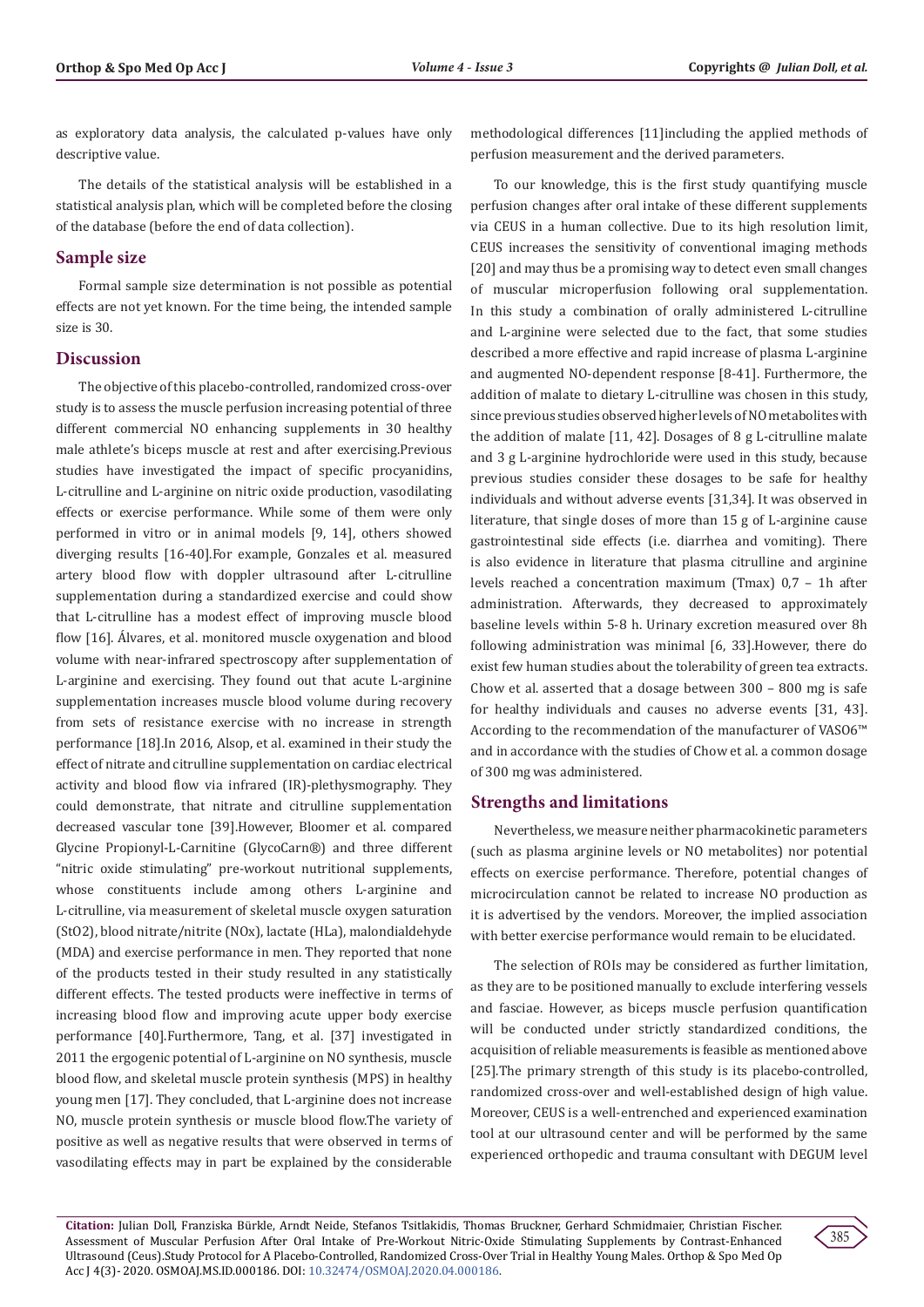as exploratory data analysis, the calculated p-values have only descriptive value.

The details of the statistical analysis will be established in a statistical analysis plan, which will be completed before the closing of the database (before the end of data collection).

## Sample size

Formal sample size determination is not possible as potential effects are not yet known. For the time being, the intended sample size is 30.

## Discussion

The objective of this placebo-controlled, randomized cross-over study is to assess the muscle perfusion increasing potential of three different commercial NO enhancing supplements in 30 healthy male athlete's biceps muscle at rest and after exercising.Previous studies have investigated the impact of specific procyanidins, L-citrulline and L-arginine on nitric oxide production, vasodilating effects or exercise performance. While some of them were only performed in vitro or in animal models [9, 14], others showed diverging results [16-40].For example, Gonzales et al. measured artery blood flow with doppler ultrasound after L-citrulline supplementation during a standardized exercise and could show that L-citrulline has a modest effect of improving muscle blood flow [16]. Álvares, et al. monitored muscle oxygenation and blood volume with near-infrared spectroscopy after supplementation of L-arginine and exercising. They found out that acute L-arginine supplementation increases muscle blood volume during recovery from sets of resistance exercise with no increase in strength performance [18].In 2016, Alsop, et al. examined in their study the effect of nitrate and citrulline supplementation on cardiac electrical activity and blood flow via infrared (IR)-plethysmography. They could demonstrate, that nitrate and citrulline supplementation decreased vascular tone [39].However, Bloomer et al. compared Glycine Propionyl-L-Carnitine (GlycoCarn®) and three different "nitric oxide stimulating" pre-workout nutritional supplements, whose constituents include among others L-arginine and L-citrulline, via measurement of skeletal muscle oxygen saturation (StO2), blood nitrate/nitrite (NOx), lactate (HLa), malondialdehyde (MDA) and exercise performance in men. They reported that none of the products tested in their study resulted in any statistically different effects. The tested products were ineffective in terms of increasing blood flow and improving acute upper body exercise performance [40].Furthermore, Tang, et al. [37] investigated in 2011 the ergogenic potential of L-arginine on NO synthesis, muscle blood flow, and skeletal muscle protein synthesis (MPS) in healthy young men [17]. They concluded, that L-arginine does not increase NO, muscle protein synthesis or muscle blood flow.The variety of positive as well as negative results that were observed in terms of vasodilating effects may in part be explained by the considerable methodological differences [11]including the applied methods of perfusion measurement and the derived parameters.

To our knowledge, this is the first study quantifying muscle perfusion changes after oral intake of these different supplements via CEUS in a human collective. Due to its high resolution limit, CEUS increases the sensitivity of conventional imaging methods [20] and may thus be a promising way to detect even small changes of muscular microperfusion following oral supplementation. In this study a combination of orally administered L-citrulline and L-arginine were selected due to the fact, that some studies described a more effective and rapid increase of plasma L-arginine and augmented NO-dependent response [8-41]. Furthermore, the addition of malate to dietary L-citrulline was chosen in this study, since previous studies observed higher levels of NO metabolites with the addition of malate [11, 42]. Dosages of 8 g L-citrulline malate and 3 g L-arginine hydrochloride were used in this study, because previous studies consider these dosages to be safe for healthy individuals and without adverse events [31,34]. It was observed in literature, that single doses of more than 15 g of L-arginine cause gastrointestinal side effects (i.e. diarrhea and vomiting). There is also evidence in literature that plasma citrulline and arginine levels reached a concentration maximum (Tmax) 0,7 – 1h after administration. Afterwards, they decreased to approximately baseline levels within 5-8 h. Urinary excretion measured over 8h following administration was minimal [6, 33].However, there do exist few human studies about the tolerability of green tea extracts. Chow et al. asserted that a dosage between 300 – 800 mg is safe for healthy individuals and causes no adverse events [31, 43]. According to the recommendation of the manufacturer of VASO6™ and in accordance with the studies of Chow et al. a common dosage of 300 mg was administered.

## Strengths and limitations

Nevertheless, we measure neither pharmacokinetic parameters (such as plasma arginine levels or NO metabolites) nor potential effects on exercise performance. Therefore, potential changes of microcirculation cannot be related to increase NO production as it is advertised by the vendors. Moreover, the implied association with better exercise performance would remain to be elucidated.

The selection of ROIs may be considered as further limitation, as they are to be positioned manually to exclude interfering vessels and fasciae. However, as biceps muscle perfusion quantification will be conducted under strictly standardized conditions, the acquisition of reliable measurements is feasible as mentioned above [25].The primary strength of this study is its placebo-controlled, randomized cross-over and well-established design of high value. Moreover, CEUS is a well-entrenched and experienced examination tool at our ultrasound center and will be performed by the same experienced orthopedic and trauma consultant with DEGUM level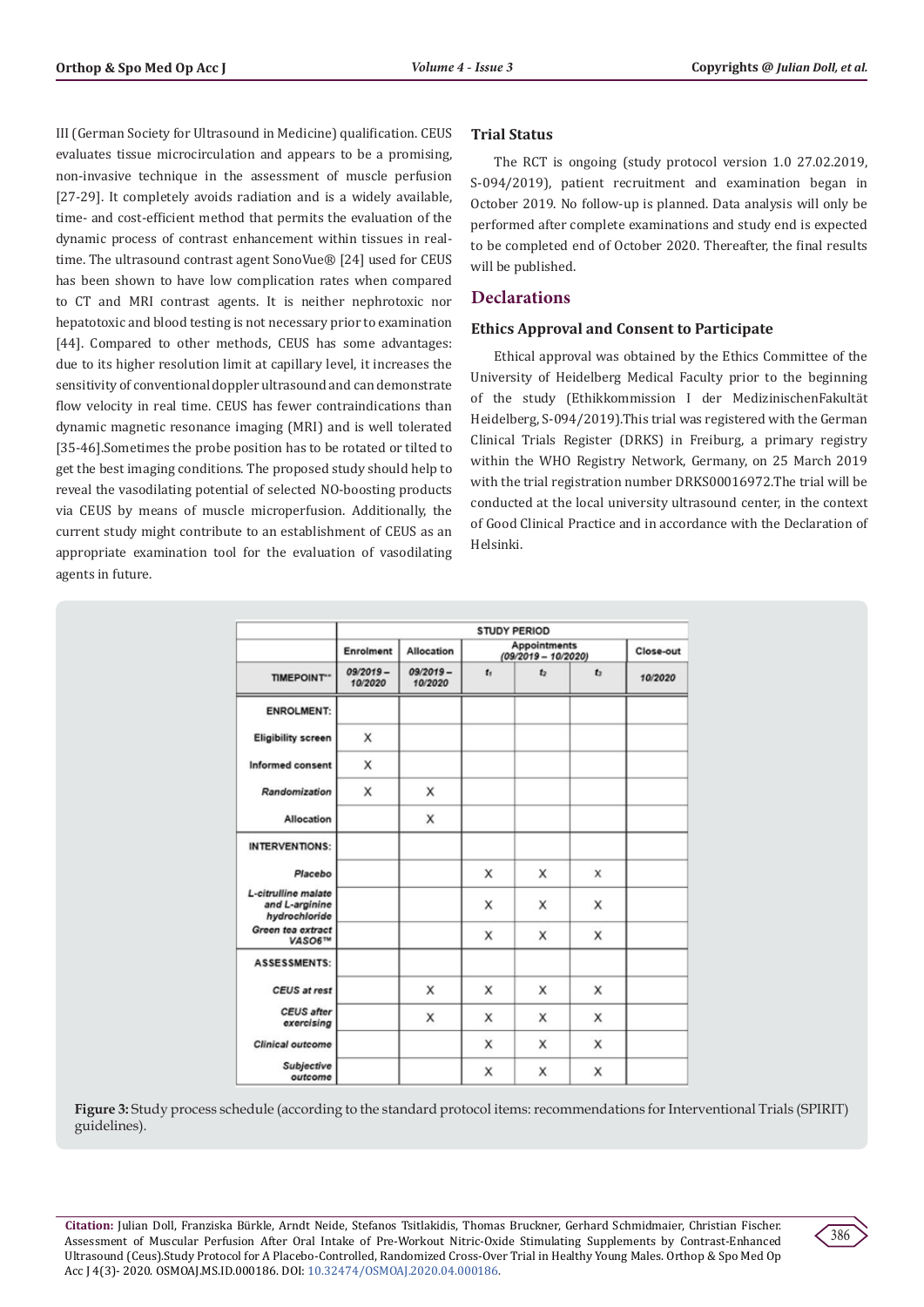III (German Society for Ultrasound in Medicine) qualification. CEUS evaluates tissue microcirculation and appears to be a promising, non-invasive technique in the assessment of muscle perfusion [27-29]. It completely avoids radiation and is a widely available, time- and cost-efficient method that permits the evaluation of the dynamic process of contrast enhancement within tissues in real-time. The ultrasound contrast agent SonoVue® [24] used for CEUS has been shown to have low complication rates when compared to CT and MRI contrast agents. It is neither nephrotoxic nor hepatotoxic and blood testing is not necessary prior to examination [44]. Compared to other methods, CEUS has some advantages: due to its higher resolution limit at capillary level, it increases the sensitivity of conventional doppler ultrasound and can demonstrate flow velocity in real time. CEUS has fewer contraindications than dynamic magnetic resonance imaging (MRI) and is well tolerated [35-46].Sometimes the probe position has to be rotated or tilted to get the best imaging conditions. The proposed study should help to reveal the vasodilating potential of selected NO-boosting products via CEUS by means of muscle microperfusion. Additionally, the current study might contribute to an establishment of CEUS as an appropriate examination tool for the evaluation of vasodilating agents in future.

### Trial Status

The RCT is ongoing (study protocol version 1.0 27.02.2019, S-094/2019), patient recruitment and examination began in October 2019. No follow-up is planned. Data analysis will only be performed after complete examinations and study end is expected to be completed end of October 2020. Thereafter, the final results will be published.

## Declarations

### Ethics Approval and Consent to Participate

Ethical approval was obtained by the Ethics Committee of the University of Heidelberg Medical Faculty prior to the beginning of the study (Ethikkommission I der MedizinischenFakultät Heidelberg, S-094/2019).This trial was registered with the German Clinical Trials Register (DRKS) in Freiburg, a primary registry within the WHO Registry Network, Germany, on 25 March 2019 with the trial registration number DRKS00016972.The trial will be conducted at the local university ultrasound center, in the context of Good Clinical Practice and in accordance with the Declaration of Helsinki.

| | STUDY PERIOD | | | | | |
|---|---|---|---|---|---|---|
| | Enrolment | Allocation | Appointments (09/2019 – 10/2020) | | | Close-out |
| TIMEPOINT** | 09/2019 – 10/2020 | 09/2019 – 10/2020 | $t_1$ | $t_2$ | $t_3$ | 10/2020 |
| **ENROLMENT:** | | | | | | |
| Eligibility screen | X | | | | | |
| Informed consent | X | | | | | |
| *Randomization* | X | X | | | | |
| Allocation | | X | | | | |
| **INTERVENTIONS:** | | | | | | |
| *Placebo* | | | X | X | X | |
| *L-citrulline malate and L-arginine hydrochloride* | | | X | X | X | |
| *Green tea extract VASO6™* | | | X | X | X | |
| **ASSESSMENTS:** | | | | | | |
| *CEUS at rest* | | X | X | X | X | |
| *CEUS after exercising* | | X | X | X | X | |
| *Clinical outcome* | | | X | X | X | |
| *Subjective outcome* | | | X | X | X | |

**Figure 3:** Study process schedule (according to the standard protocol items: recommendations for Interventional Trials (SPIRIT) guidelines).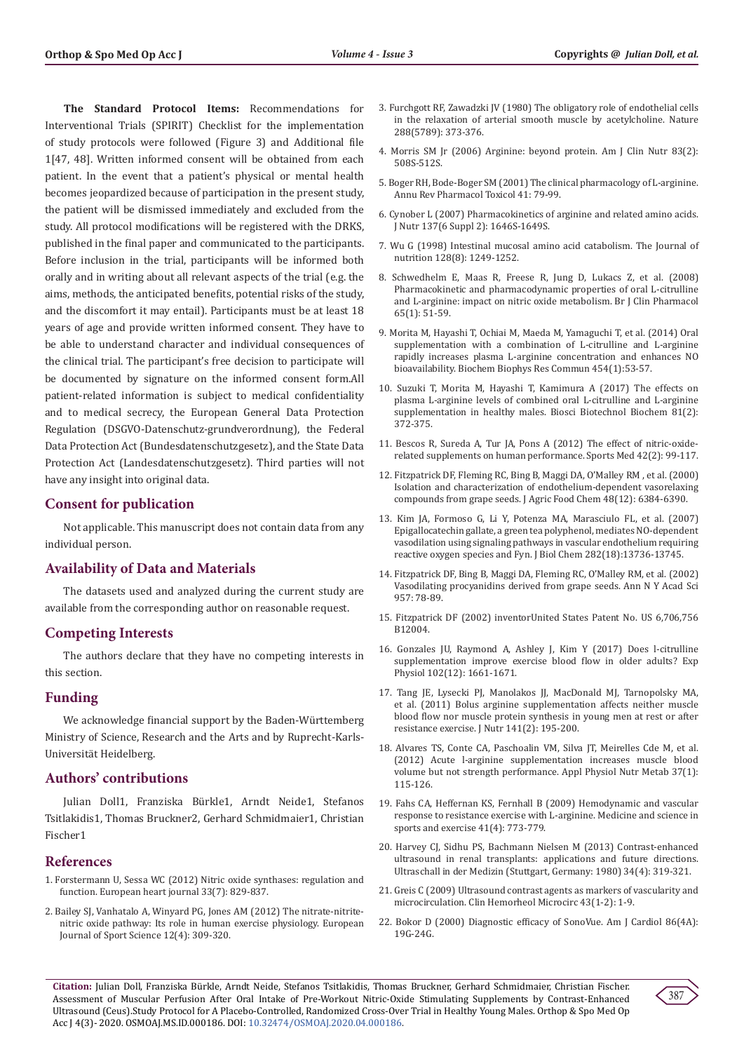**The Standard Protocol Items:** Recommendations for Interventional Trials (SPIRIT) Checklist for the implementation of study protocols were followed (Figure 3) and Additional file 1[47, 48]. Written informed consent will be obtained from each patient. In the event that a patient's physical or mental health becomes jeopardized because of participation in the present study, the patient will be dismissed immediately and excluded from the study. All protocol modifications will be registered with the DRKS, published in the final paper and communicated to the participants. Before inclusion in the trial, participants will be informed both orally and in writing about all relevant aspects of the trial (e.g. the aims, methods, the anticipated benefits, potential risks of the study, and the discomfort it may entail). Participants must be at least 18 years of age and provide written informed consent. They have to be able to understand character and individual consequences of the clinical trial. The participant's free decision to participate will be documented by signature on the informed consent form.All patient-related information is subject to medical confidentiality and to medical secrecy, the European General Data Protection Regulation (DSGVO-Datenschutz-grundverordnung), the Federal Data Protection Act (Bundesdatenschutzgesetz), and the State Data Protection Act (Landesdatenschutzgesetz). Third parties will not have any insight into original data.

## Consent for publication

Not applicable. This manuscript does not contain data from any individual person.

## Availability of Data and Materials

The datasets used and analyzed during the current study are available from the corresponding author on reasonable request.

## Competing Interests

The authors declare that they have no competing interests in this section.

## Funding

We acknowledge financial support by the Baden-Württemberg Ministry of Science, Research and the Arts and by Ruprecht-Karls-Universität Heidelberg.

## Authors' contributions

Julian Doll1, Franziska Bürkle1, Arndt Neide1, Stefanos Tsitlakidis1, Thomas Bruckner2, Gerhard Schmidmaier1, Christian Fischer1

## References

1. Forstermann U, Sessa WC (2012) Nitric oxide synthases: regulation and function. European heart journal 33(7): 829-837.
2. Bailey SJ, Vanhatalo A, Winyard PG, Jones AM (2012) The nitrate-nitrite-nitric oxide pathway: Its role in human exercise physiology. European Journal of Sport Science 12(4): 309-320.
3. Furchgott RF, Zawadzki JV (1980) The obligatory role of endothelial cells in the relaxation of arterial smooth muscle by acetylcholine. Nature 288(5789): 373-376.
4. Morris SM Jr (2006) Arginine: beyond protein. Am J Clin Nutr 83(2): 508S-512S.
5. Boger RH, Bode-Boger SM (2001) The clinical pharmacology of L-arginine. Annu Rev Pharmacol Toxicol 41: 79-99.
6. Cynober L (2007) Pharmacokinetics of arginine and related amino acids. J Nutr 137(6 Suppl 2): 1646S-1649S.
7. Wu G (1998) Intestinal mucosal amino acid catabolism. The Journal of nutrition 128(8): 1249-1252.
8. Schwedhelm E, Maas R, Freese R, Jung D, Lukacs Z, et al. (2008) Pharmacokinetic and pharmacodynamic properties of oral L-citrulline and L-arginine: impact on nitric oxide metabolism. Br J Clin Pharmacol 65(1): 51-59.
9. Morita M, Hayashi T, Ochiai M, Maeda M, Yamaguchi T, et al. (2014) Oral supplementation with a combination of L-citrulline and L-arginine rapidly increases plasma L-arginine concentration and enhances NO bioavailability. Biochem Biophys Res Commun 454(1):53-57.
10. Suzuki T, Morita M, Hayashi T, Kamimura A (2017) The effects on plasma L-arginine levels of combined oral L-citrulline and L-arginine supplementation in healthy males. Biosci Biotechnol Biochem 81(2): 372-375.
11. Bescos R, Sureda A, Tur JA, Pons A (2012) The effect of nitric-oxide-related supplements on human performance. Sports Med 42(2): 99-117.
12. Fitzpatrick DF, Fleming RC, Bing B, Maggi DA, O'Malley RM , et al. (2000) Isolation and characterization of endothelium-dependent vasorelaxing compounds from grape seeds. J Agric Food Chem 48(12): 6384-6390.
13. Kim JA, Formoso G, Li Y, Potenza MA, Marasciulo FL, et al. (2007) Epigallocatechin gallate, a green tea polyphenol, mediates NO-dependent vasodilation using signaling pathways in vascular endothelium requiring reactive oxygen species and Fyn. J Biol Chem 282(18):13736-13745.
14. Fitzpatrick DF, Bing B, Maggi DA, Fleming RC, O'Malley RM, et al. (2002) Vasodilating procyanidins derived from grape seeds. Ann N Y Acad Sci 957: 78-89.
15. Fitzpatrick DF (2002) inventorUnited States Patent No. US 6,706,756 B12004.
16. Gonzales JU, Raymond A, Ashley J, Kim Y (2017) Does l-citrulline supplementation improve exercise blood flow in older adults? Exp Physiol 102(12): 1661-1671.
17. Tang JE, Lysecki PJ, Manolakos JJ, MacDonald MJ, Tarnopolsky MA, et al. (2011) Bolus arginine supplementation affects neither muscle blood flow nor muscle protein synthesis in young men at rest or after resistance exercise. J Nutr 141(2): 195-200.
18. Alvares TS, Conte CA, Paschoalin VM, Silva JT, Meirelles Cde M, et al. (2012) Acute l-arginine supplementation increases muscle blood volume but not strength performance. Appl Physiol Nutr Metab 37(1): 115-126.
19. Fahs CA, Heffernan KS, Fernhall B (2009) Hemodynamic and vascular response to resistance exercise with L-arginine. Medicine and science in sports and exercise 41(4): 773-779.
20. Harvey CJ, Sidhu PS, Bachmann Nielsen M (2013) Contrast-enhanced ultrasound in renal transplants: applications and future directions. Ultraschall in der Medizin (Stuttgart, Germany: 1980) 34(4): 319-321.
21. Greis C (2009) Ultrasound contrast agents as markers of vascularity and microcirculation. Clin Hemorheol Microcirc 43(1-2): 1-9.
22. Bokor D (2000) Diagnostic efficacy of SonoVue. Am J Cardiol 86(4A): 19G-24G.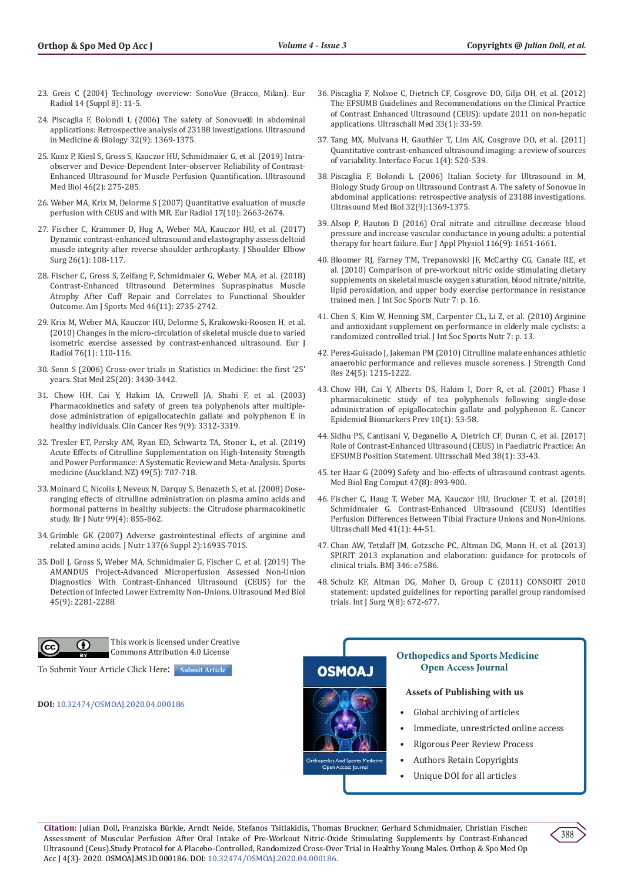23. Greis C (2004) Technology overview: SonoVue (Bracco, Milan). Eur Radiol 14 (Suppl 8): 11-5.
24. Piscaglia F, Bolondi L (2006) The safety of Sonovue® in abdominal applications: Retrospective analysis of 23188 investigations. Ultrasound in Medicine & Biology 32(9): 1369-1375.
25. Kunz P, Kiesl S, Gross S, Kauczor HU, Schmidmaier G, et al. (2019) Intra-observer and Device-Dependent Inter-observer Reliability of Contrast-Enhanced Ultrasound for Muscle Perfusion Quantification. Ultrasound Med Biol 46(2): 275-285.
26. Weber MA, Krix M, Delorme S (2007) Quantitative evaluation of muscle perfusion with CEUS and with MR. Eur Radiol 17(10): 2663-2674.
27. Fischer C, Krammer D, Hug A, Weber MA, Kauczor HU, et al. (2017) Dynamic contrast-enhanced ultrasound and elastography assess deltoid muscle integrity after reverse shoulder arthroplasty. J Shoulder Elbow Surg 26(1): 108-117.
28. Fischer C, Gross S, Zeifang F, Schmidmaier G, Weber MA, et al. (2018) Contrast-Enhanced Ultrasound Determines Supraspinatus Muscle Atrophy After Cuff Repair and Correlates to Functional Shoulder Outcome. Am J Sports Med 46(11): 2735-2742.
29. Krix M, Weber MA, Kauczor HU, Delorme S, Krakowski-Roosen H, et al. (2010) Changes in the micro-circulation of skeletal muscle due to varied isometric exercise assessed by contrast-enhanced ultrasound. Eur J Radiol 76(1): 110-116.
30. Senn S (2006) Cross-over trials in Statistics in Medicine: the first '25' years. Stat Med 25(20): 3430-3442.
31. Chow HH, Cai Y, Hakim IA, Crowell JA, Shahi F, et al. (2003) Pharmacokinetics and safety of green tea polyphenols after multiple-dose administration of epigallocatechin gallate and polyphenon E in healthy individuals. Clin Cancer Res 9(9): 3312-3319.
32. Trexler ET, Persky AM, Ryan ED, Schwartz TA, Stoner L, et al. (2019) Acute Effects of Citrulline Supplementation on High-Intensity Strength and Power Performance: A Systematic Review and Meta-Analysis. Sports medicine (Auckland, NZ) 49(5): 707-718.
33. Moinard C, Nicolis I, Neveux N, Darquy S, Benazeth S, et al. (2008) Dose-ranging effects of citrulline administration on plasma amino acids and hormonal patterns in healthy subjects: the Citrudose pharmacokinetic study. Br J Nutr 99(4): 855-862.
34. Grimble GK (2007) Adverse gastrointestinal effects of arginine and related amino acids. J Nutr 137(6 Suppl 2):1693S-701S.
35. Doll J, Gross S, Weber MA, Schmidmaier G, Fischer C, et al. (2019) The AMANDUS Project-Advanced Microperfusion Assessed Non-Union Diagnostics With Contrast-Enhanced Ultrasound (CEUS) for the Detection of Infected Lower Extremity Non-Unions. Ultrasound Med Biol 45(9): 2281-2288.
36. Piscaglia F, Nolsoe C, Dietrich CF, Cosgrove DO, Gilja OH, et al. (2012) The EFSUMB Guidelines and Recommendations on the Clinical Practice of Contrast Enhanced Ultrasound (CEUS): update 2011 on non-hepatic applications. Ultraschall Med 33(1): 33-59.
37. Tang MX, Mulvana H, Gauthier T, Lim AK, Cosgrove DO, et al. (2011) Quantitative contrast-enhanced ultrasound imaging: a review of sources of variability. Interface Focus 1(4): 520-539.
38. Piscaglia F, Bolondi L (2006) Italian Society for Ultrasound in M, Biology Study Group on Ultrasound Contrast A. The safety of Sonovue in abdominal applications: retrospective analysis of 23188 investigations. Ultrasound Med Biol 32(9):1369-1375.
39. Alsop P, Hauton D (2016) Oral nitrate and citrulline decrease blood pressure and increase vascular conductance in young adults: a potential therapy for heart failure. Eur J Appl Physiol 116(9): 1651-1661.
40. Bloomer RJ, Farney TM, Trepanowski JF, McCarthy CG, Canale RE, et al. (2010) Comparison of pre-workout nitric oxide stimulating dietary supplements on skeletal muscle oxygen saturation, blood nitrate/nitrite, lipid peroxidation, and upper body exercise performance in resistance trained men. J Int Soc Sports Nutr 7: p. 16.
41. Chen S, Kim W, Henning SM, Carpenter CL, Li Z, et al. (2010) Arginine and antioxidant supplement on performance in elderly male cyclists: a randomized controlled trial. J Int Soc Sports Nutr 7: p. 13.
42. Perez-Guisado J, Jakeman PM (2010) Citrulline malate enhances athletic anaerobic performance and relieves muscle soreness. J Strength Cond Res 24(5): 1215-1222.
43. Chow HH, Cai Y, Alberts DS, Hakim I, Dorr R, et al. (2001) Phase I pharmacokinetic study of tea polyphenols following single-dose administration of epigallocatechin gallate and polyphenon E. Cancer Epidemiol Biomarkers Prev 10(1): 53-58.
44. Sidhu PS, Cantisani V, Deganello A, Dietrich CF, Duran C, et al. (2017) Role of Contrast-Enhanced Ultrasound (CEUS) in Paediatric Practice: An EFSUMB Position Statement. Ultraschall Med 38(1): 33-43.
45. ter Haar G (2009) Safety and bio-effects of ultrasound contrast agents. Med Biol Eng Comput 47(8): 893-900.
46. Fischer C, Haug T, Weber MA, Kauczor HU, Bruckner T, et al. (2018) Schmidmaier G. Contrast-Enhanced Ultrasound (CEUS) Identifies Perfusion Differences Between Tibial Fracture Unions and Non-Unions. Ultraschall Med 41(1): 44-51.
47. Chan AW, Tetzlaff JM, Gotzsche PC, Altman DG, Mann H, et al. (2013) SPIRIT 2013 explanation and elaboration: guidance for protocols of clinical trials. BMJ 346: e7586.
48. Schulz KF, Altman DG, Moher D, Group C (2011) CONSORT 2010 statement: updated guidelines for reporting parallel group randomised trials. Int J Surg 9(8): 672-677.

This work is licensed under Creative Commons Attribution 4.0 License

To Submit Your Article Click Here: Submit Article

**DOI:** 10.32474/OSMOAJ.2020.04.000186

**Orthopedics and Sports Medicine Open Access Journal**

**Assets of Publishing with us**

- Global archiving of articles
- Immediate, unrestricted online access
- Rigorous Peer Review Process
- Authors Retain Copyrights
- Unique DOI for all articles

**Citation:** Julian Doll, Franziska Bürkle, Arndt Neide, Stefanos Tsitlakidis, Thomas Bruckner, Gerhard Schmidmaier, Christian Fischer. Assessment of Muscular Perfusion After Oral Intake of Pre-Workout Nitric-Oxide Stimulating Supplements by Contrast-Enhanced Ultrasound (Ceus).Study Protocol for A Placebo-Controlled, Randomized Cross-Over Trial in Healthy Young Males. Orthop & Spo Med Op Acc J 4(3)- 2020. OSMOAJ.MS.ID.000186. DOI: 10.32474/OSMOAJ.2020.04.000186.